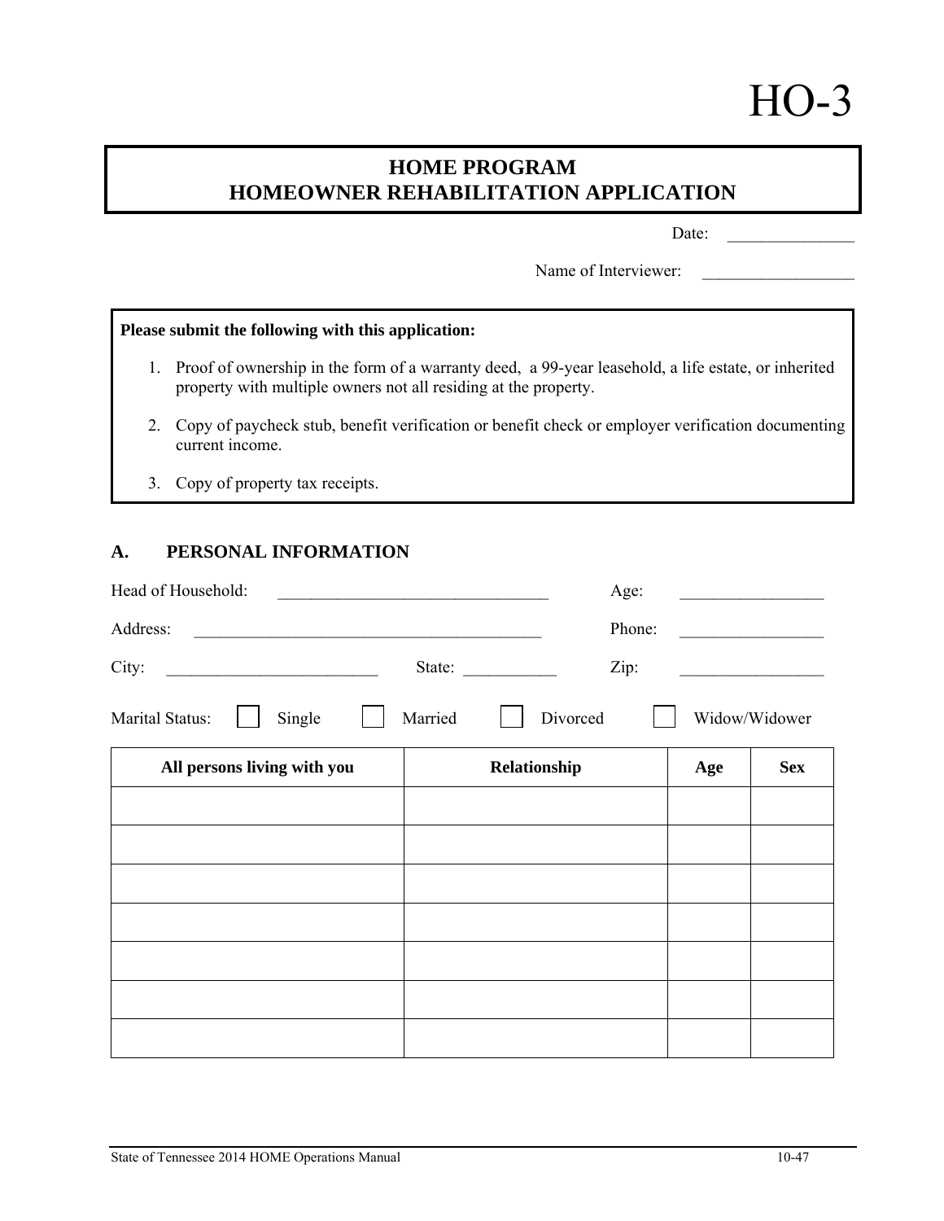HO-3

# HOME PROGRAM
# HOMEOWNER REHABILITATION APPLICATION

Date: _______________

Name of Interviewer: _________________

**Please submit the following with this application:**

1. Proof of ownership in the form of a warranty deed, a 99-year leasehold, a life estate, or inherited property with multiple owners not all residing at the property.
2. Copy of paycheck stub, benefit verification or benefit check or employer verification documenting current income.
3. Copy of property tax receipts.

## A. PERSONAL INFORMATION

Head of Household: ________________________________ Age: _________________

Address: __________________________________________ Phone: _________________

City: _________________________ State: ___________ Zip: _________________

Marital Status: ☐ Single ☐ Married ☐ Divorced ☐ Widow/Widower

| All persons living with you | Relationship | Age | Sex |
|---|---|---|---|
| | | | |
| | | | |
| | | | |
| | | | |
| | | | |
| | | | |
| | | | |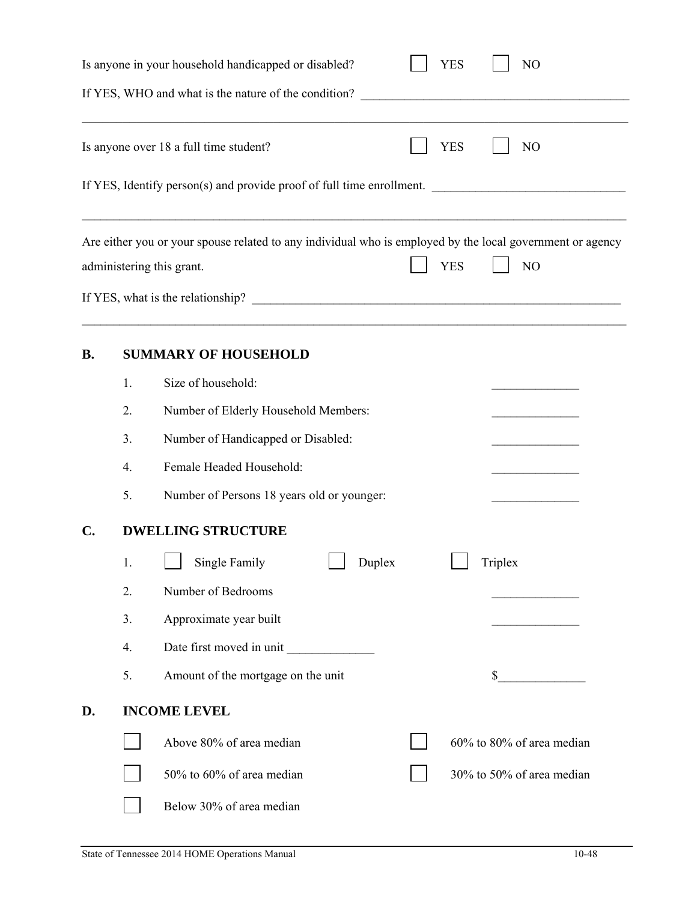Is anyone in your household handicapped or disabled? ☐ YES ☐ NO

If YES, WHO and what is the nature of the condition? ____________________________________________

______________________________________________________________________________________

Is anyone over 18 a full time student? ☐ YES ☐ NO

If YES, Identify person(s) and provide proof of full time enrollment. ______________________________

______________________________________________________________________________________

Are either you or your spouse related to any individual who is employed by the local government or agency administering this grant. ☐ YES ☐ NO

If YES, what is the relationship? _______________________________________________________________

______________________________________________________________________________________

## B. SUMMARY OF HOUSEHOLD

1. Size of household: ______________
2. Number of Elderly Household Members: ______________
3. Number of Handicapped or Disabled: ______________
4. Female Headed Household: ______________
5. Number of Persons 18 years old or younger: ______________

## C. DWELLING STRUCTURE

1. ☐ Single Family ☐ Duplex ☐ Triplex
2. Number of Bedrooms ______________
3. Approximate year built ______________
4. Date first moved in unit ______________
5. Amount of the mortgage on the unit $______________

## D. INCOME LEVEL

☐ Above 80% of area median ☐ 60% to 80% of area median

☐ 50% to 60% of area median ☐ 30% to 50% of area median

☐ Below 30% of area median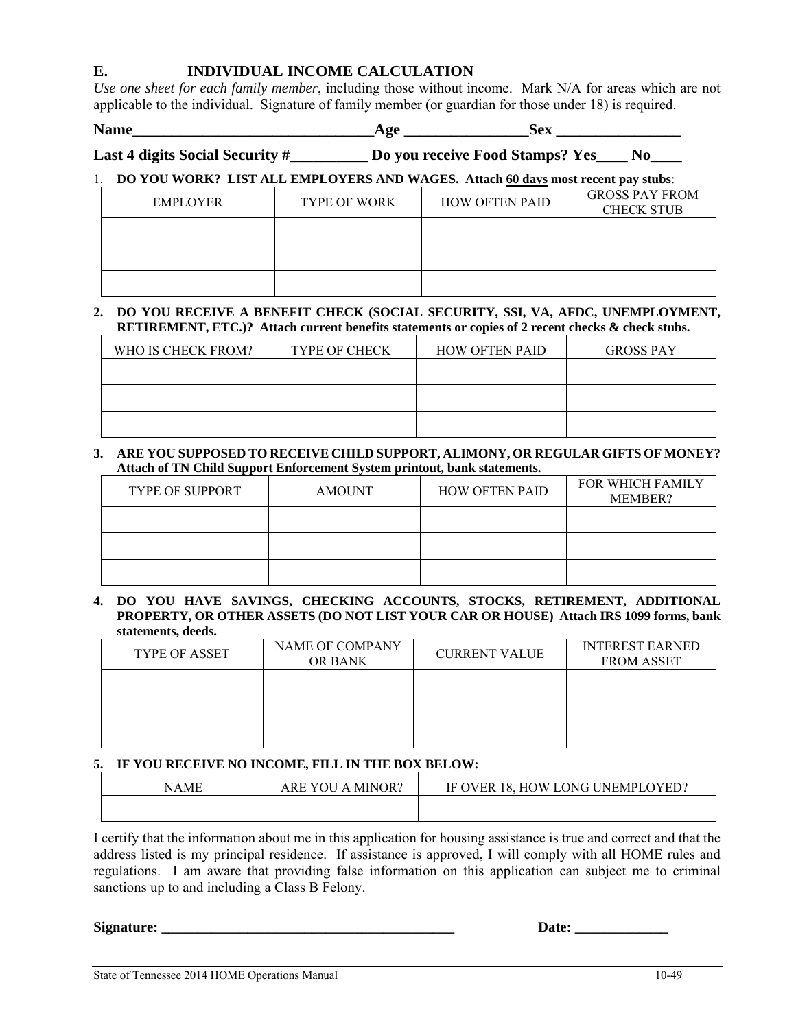## E. INDIVIDUAL INCOME CALCULATION

*Use one sheet for each family member*, including those without income. Mark N/A for areas which are not applicable to the individual. Signature of family member (or guardian for those under 18) is required.

**Name________________________________Age ________________Sex ________________**

**Last 4 digits Social Security #__________ Do you receive Food Stamps? Yes____ No____**

1. **DO YOU WORK? LIST ALL EMPLOYERS AND WAGES. Attach 60 days most recent pay stubs**:

| EMPLOYER | TYPE OF WORK | HOW OFTEN PAID | GROSS PAY FROM CHECK STUB |
|---|---|---|---|
| | | | |
| | | | |
| | | | |

2. **DO YOU RECEIVE A BENEFIT CHECK (SOCIAL SECURITY, SSI, VA, AFDC, UNEMPLOYMENT, RETIREMENT, ETC.)? Attach current benefits statements or copies of 2 recent checks & check stubs.**

| WHO IS CHECK FROM? | TYPE OF CHECK | HOW OFTEN PAID | GROSS PAY |
|---|---|---|---|
| | | | |
| | | | |
| | | | |

3. **ARE YOU SUPPOSED TO RECEIVE CHILD SUPPORT, ALIMONY, OR REGULAR GIFTS OF MONEY? Attach of TN Child Support Enforcement System printout, bank statements.**

| TYPE OF SUPPORT | AMOUNT | HOW OFTEN PAID | FOR WHICH FAMILY MEMBER? |
|---|---|---|---|
| | | | |
| | | | |
| | | | |

4. **DO YOU HAVE SAVINGS, CHECKING ACCOUNTS, STOCKS, RETIREMENT, ADDITIONAL PROPERTY, OR OTHER ASSETS (DO NOT LIST YOUR CAR OR HOUSE) Attach IRS 1099 forms, bank statements, deeds.**

| TYPE OF ASSET | NAME OF COMPANY OR BANK | CURRENT VALUE | INTEREST EARNED FROM ASSET |
|---|---|---|---|
| | | | |
| | | | |
| | | | |

5. **IF YOU RECEIVE NO INCOME, FILL IN THE BOX BELOW:**

| NAME | ARE YOU A MINOR? | IF OVER 18, HOW LONG UNEMPLOYED? |
|---|---|---|
| | | |

I certify that the information about me in this application for housing assistance is true and correct and that the address listed is my principal residence. If assistance is approved, I will comply with all HOME rules and regulations. I am aware that providing false information on this application can subject me to criminal sanctions up to and including a Class B Felony.

**Signature: __________________________________________ Date: _____________**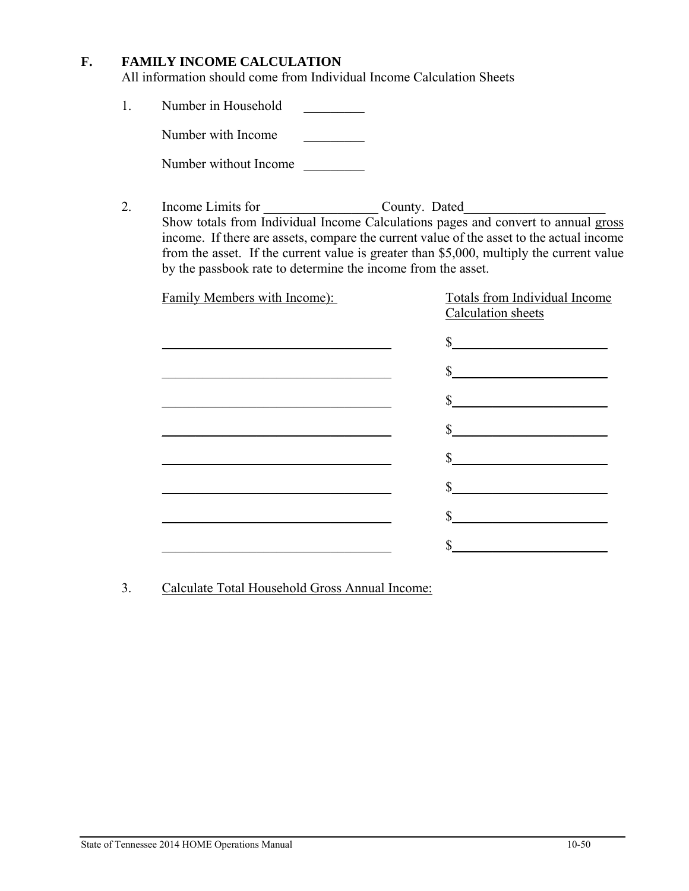## F. FAMILY INCOME CALCULATION

All information should come from Individual Income Calculation Sheets

1. Number in Household _________

   Number with Income _________

   Number without Income _________

2. Income Limits for _________________ County. Dated_____________________

   Show totals from Individual Income Calculations pages and convert to annual <u>gross</u> income. If there are assets, compare the current value of the asset to the actual income from the asset. If the current value is greater than $5,000, multiply the current value by the passbook rate to determine the income from the asset.

| Family Members with Income): | Totals from Individual Income Calculation sheets |
|---|---|
| ___________________________________ | $______________________ |
| ___________________________________ | $______________________ |
| ___________________________________ | $______________________ |
| ___________________________________ | $______________________ |
| ___________________________________ | $______________________ |
| ___________________________________ | $______________________ |
| ___________________________________ | $______________________ |
| ___________________________________ | $______________________ |

3. <u>Calculate Total Household Gross Annual Income:</u>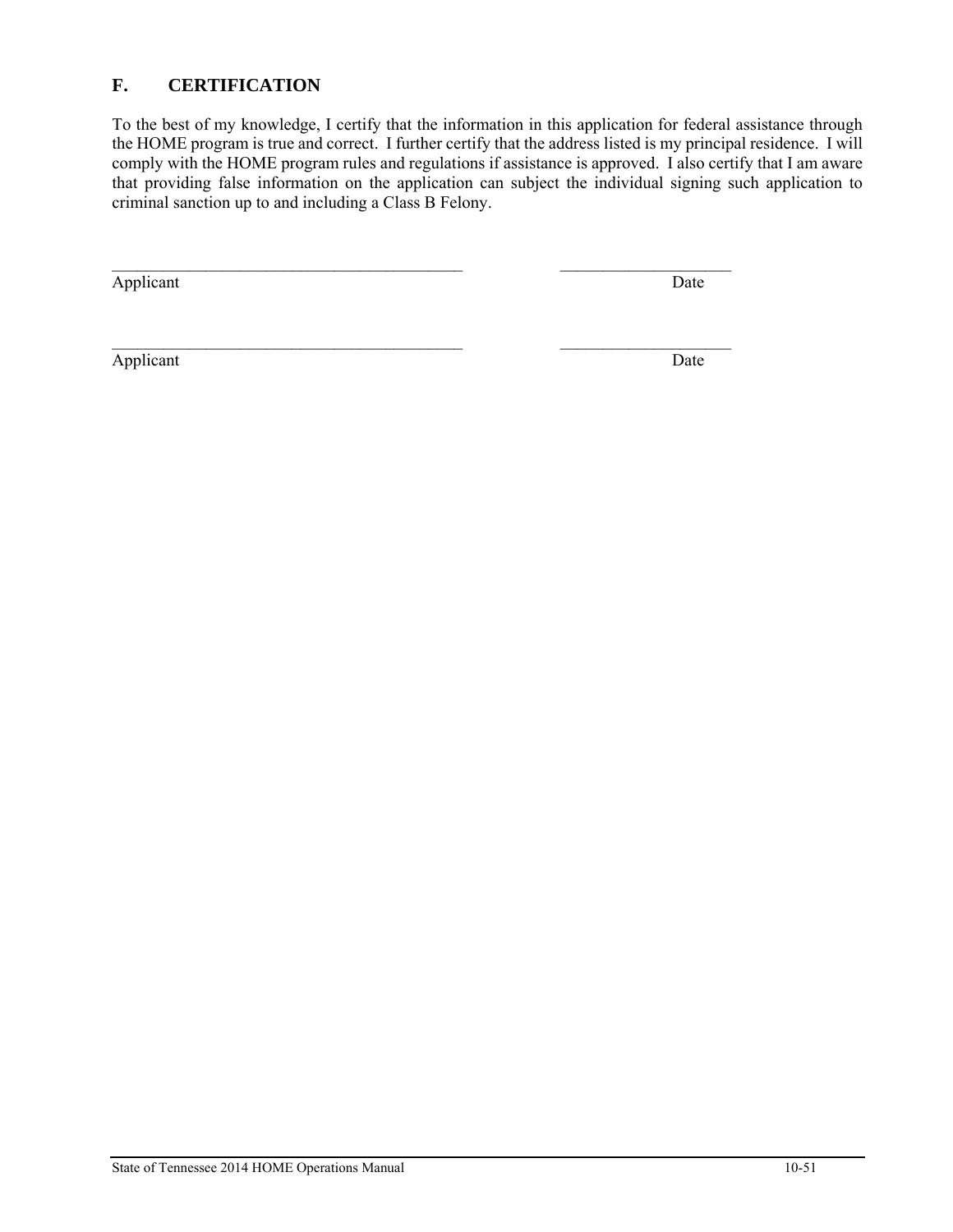## F. CERTIFICATION

To the best of my knowledge, I certify that the information in this application for federal assistance through the HOME program is true and correct. I further certify that the address listed is my principal residence. I will comply with the HOME program rules and regulations if assistance is approved. I also certify that I am aware that providing false information on the application can subject the individual signing such application to criminal sanction up to and including a Class B Felony.

___________________________________________ ____________________

Applicant Date

___________________________________________ ____________________

Applicant Date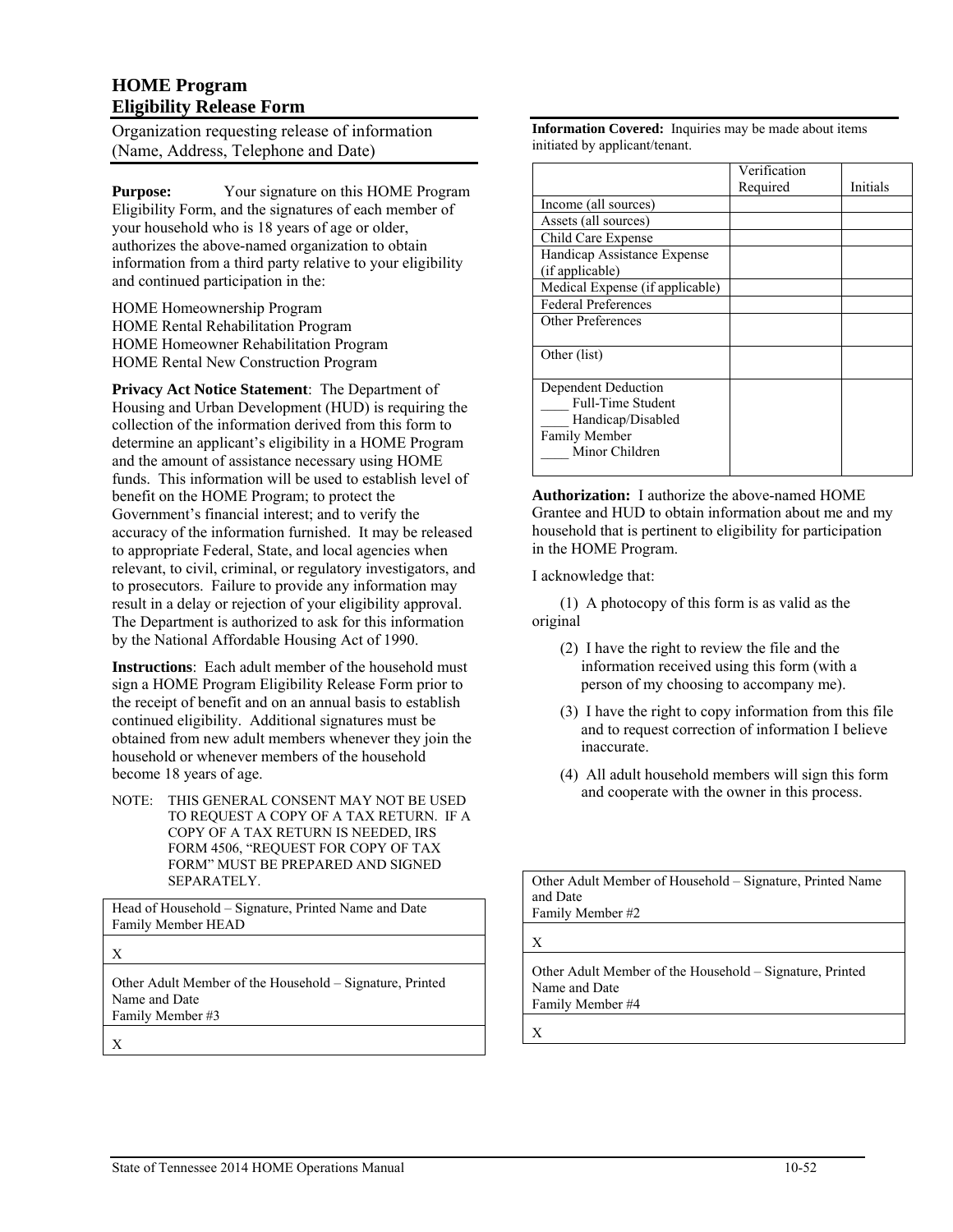# HOME Program
# Eligibility Release Form

Organization requesting release of information (Name, Address, Telephone and Date)

**Purpose:** Your signature on this HOME Program Eligibility Form, and the signatures of each member of your household who is 18 years of age or older, authorizes the above-named organization to obtain information from a third party relative to your eligibility and continued participation in the:

HOME Homeownership Program
HOME Rental Rehabilitation Program
HOME Homeowner Rehabilitation Program
HOME Rental New Construction Program

**Privacy Act Notice Statement**: The Department of Housing and Urban Development (HUD) is requiring the collection of the information derived from this form to determine an applicant's eligibility in a HOME Program and the amount of assistance necessary using HOME funds. This information will be used to establish level of benefit on the HOME Program; to protect the Government's financial interest; and to verify the accuracy of the information furnished. It may be released to appropriate Federal, State, and local agencies when relevant, to civil, criminal, or regulatory investigators, and to prosecutors. Failure to provide any information may result in a delay or rejection of your eligibility approval. The Department is authorized to ask for this information by the National Affordable Housing Act of 1990.

**Instructions**: Each adult member of the household must sign a HOME Program Eligibility Release Form prior to the receipt of benefit and on an annual basis to establish continued eligibility. Additional signatures must be obtained from new adult members whenever they join the household or whenever members of the household become 18 years of age.

NOTE: THIS GENERAL CONSENT MAY NOT BE USED TO REQUEST A COPY OF A TAX RETURN. IF A COPY OF A TAX RETURN IS NEEDED, IRS FORM 4506, "REQUEST FOR COPY OF TAX FORM" MUST BE PREPARED AND SIGNED SEPARATELY.

**Information Covered:** Inquiries may be made about items initiated by applicant/tenant.

| | Verification Required | Initials |
|---|---|---|
| Income (all sources) | | |
| Assets (all sources) | | |
| Child Care Expense | | |
| Handicap Assistance Expense (if applicable) | | |
| Medical Expense (if applicable) | | |
| Federal Preferences | | |
| Other Preferences | | |
| Other (list) | | |
| Dependent Deduction<br>____ Full-Time Student<br>____ Handicap/Disabled Family Member<br>____ Minor Children | | |

**Authorization:** I authorize the above-named HOME Grantee and HUD to obtain information about me and my household that is pertinent to eligibility for participation in the HOME Program.

I acknowledge that:

(1) A photocopy of this form is as valid as the original

(2) I have the right to review the file and the information received using this form (with a person of my choosing to accompany me).

(3) I have the right to copy information from this file and to request correction of information I believe inaccurate.

(4) All adult household members will sign this form and cooperate with the owner in this process.

| Head of Household – Signature, Printed Name and Date<br>Family Member HEAD |
|---|
| X |

| Other Adult Member of Household – Signature, Printed Name and Date<br>Family Member #2 |
|---|
| X |

| Other Adult Member of the Household – Signature, Printed Name and Date<br>Family Member #3 |
|---|
| X |

| Other Adult Member of the Household – Signature, Printed Name and Date<br>Family Member #4 |
|---|
| X |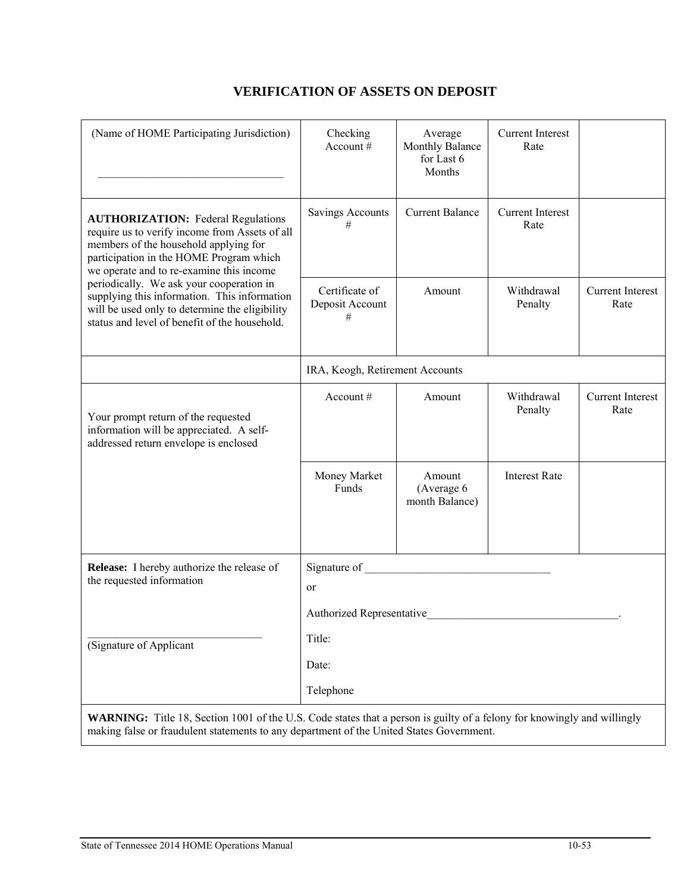# VERIFICATION OF ASSETS ON DEPOSIT

| (Name of HOME Participating Jurisdiction)<br><br>________________________________ | Checking Account # | Average Monthly Balance for Last 6 Months | Current Interest Rate | |
|---|---|---|---|---|
| **AUTHORIZATION:** Federal Regulations require us to verify income from Assets of all members of the household applying for participation in the HOME Program which we operate and to re-examine this income periodically. We ask your cooperation in supplying this information. This information will be used only to determine the eligibility status and level of benefit of the household. | Savings Accounts # | Current Balance | Current Interest Rate | |
| | Certificate of Deposit Account # | Amount | Withdrawal Penalty | Current Interest Rate |
| | IRA, Keogh, Retirement Accounts | | | |
| Your prompt return of the requested information will be appreciated. A self-addressed return envelope is enclosed | Account # | Amount | Withdrawal Penalty | Current Interest Rate |
| | Money Market Funds | Amount (Average 6 month Balance) | Interest Rate | |
| **Release:** I hereby authorize the release of the requested information<br><br>_______________________________<br>(Signature of Applicant | Signature of ________________________________<br>or<br>Authorized Representative__________________________________.<br>Title:<br>Date:<br>Telephone | | | |

**WARNING:** Title 18, Section 1001 of the U.S. Code states that a person is guilty of a felony for knowingly and willingly making false or fraudulent statements to any department of the United States Government.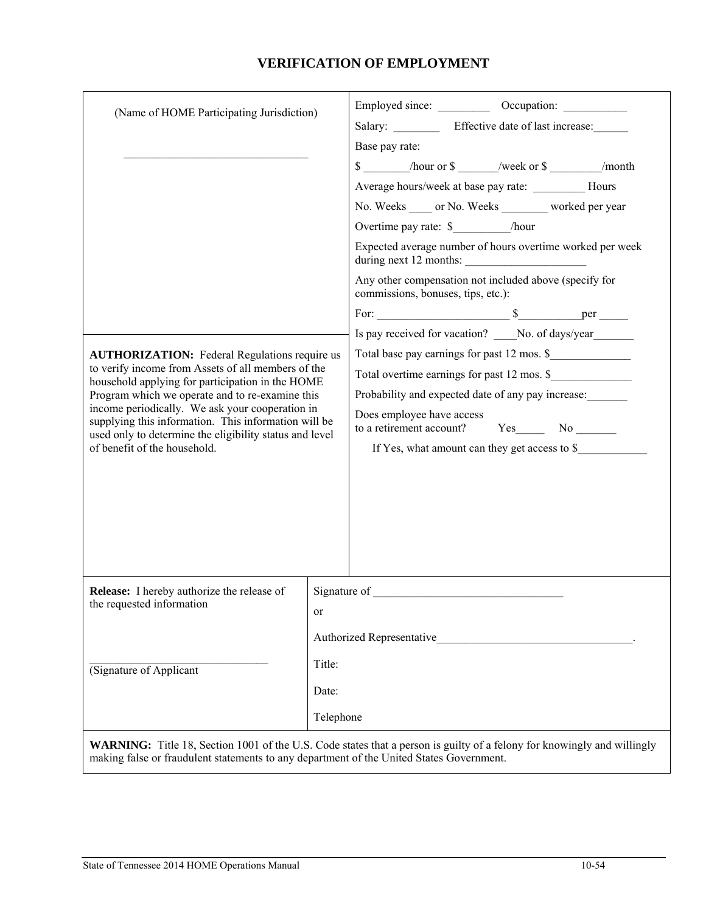# VERIFICATION OF EMPLOYMENT

(Name of HOME Participating Jurisdiction)

________________________________

Employed since: _________ Occupation: ___________

Salary: ________ Effective date of last increase:______

Base pay rate:

$ ________/hour or $ _______/week or $ _________/month

Average hours/week at base pay rate: _________ Hours

No. Weeks ____ or No. Weeks ________ worked per year

Overtime pay rate: $__________/hour

Expected average number of hours overtime worked per week during next 12 months: _____________________

Any other compensation not included above (specify for commissions, bonuses, tips, etc.):

For: _______________________ $___________per _____

Is pay received for vacation? ____No. of days/year_______

Total base pay earnings for past 12 mos. $______________

Total overtime earnings for past 12 mos. $______________

Probability and expected date of any pay increase:_______

Does employee have access to a retirement account? Yes_____ No _______

If Yes, what amount can they get access to $____________

**AUTHORIZATION:** Federal Regulations require us to verify income from Assets of all members of the household applying for participation in the HOME Program which we operate and to re-examine this income periodically. We ask your cooperation in supplying this information. This information will be used only to determine the eligibility status and level of benefit of the household.

**Release:** I hereby authorize the release of the requested information

_______________________________

(Signature of Applicant

Signature of _________________________________

or

Authorized Representative__________________________________.

Title:

Date:

Telephone

**WARNING:** Title 18, Section 1001 of the U.S. Code states that a person is guilty of a felony for knowingly and willingly making false or fraudulent statements to any department of the United States Government.